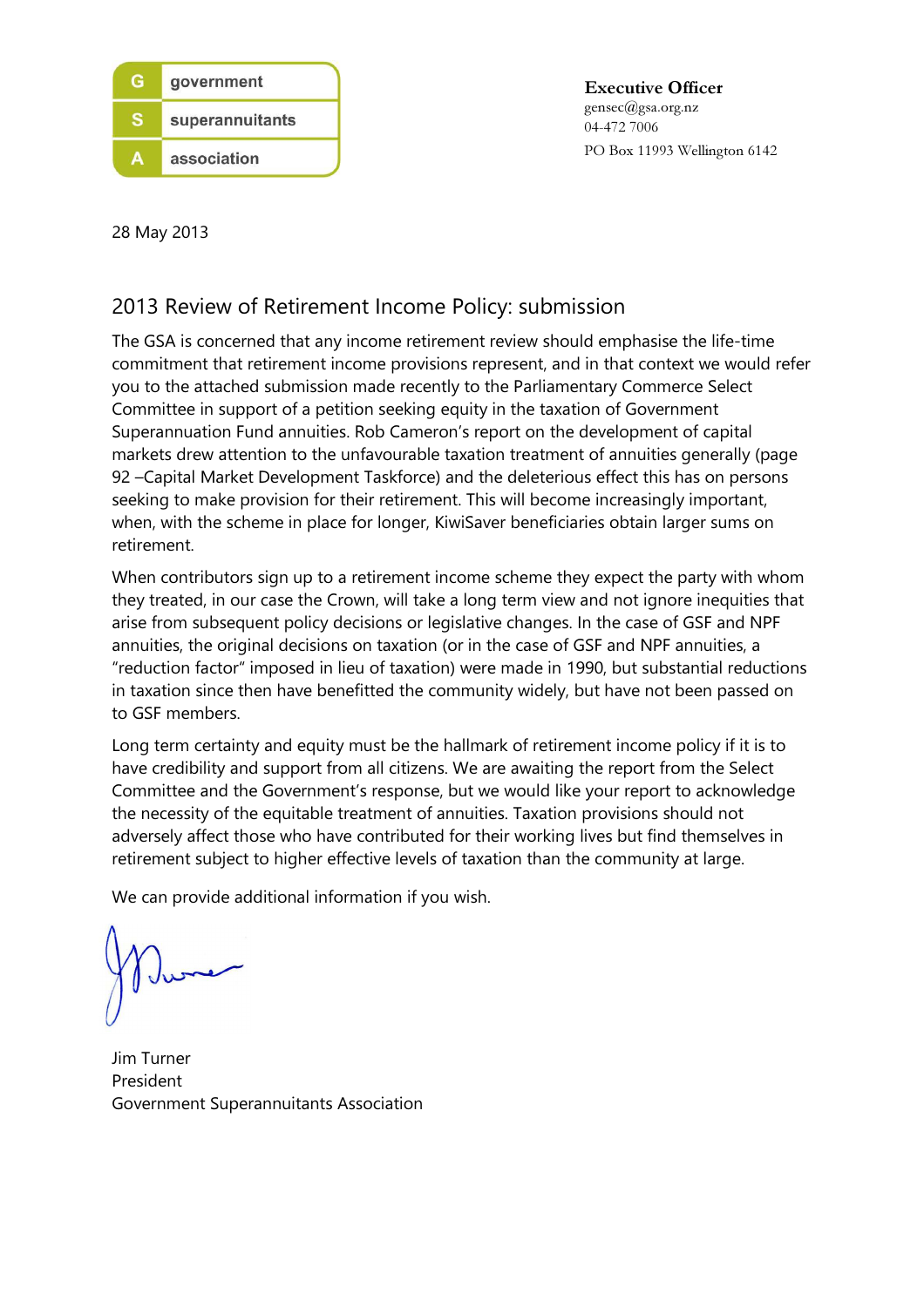| | |
|---|---|
| G | government |
| S | superannuitants |
| A | association |

**Executive Officer**
gensec@gsa.org.nz
04-472 7006
PO Box 11993 Wellington 6142

28 May 2013

## 2013 Review of Retirement Income Policy: submission

The GSA is concerned that any income retirement review should emphasise the life-time commitment that retirement income provisions represent, and in that context we would refer you to the attached submission made recently to the Parliamentary Commerce Select Committee in support of a petition seeking equity in the taxation of Government Superannuation Fund annuities. Rob Cameron's report on the development of capital markets drew attention to the unfavourable taxation treatment of annuities generally (page 92 –Capital Market Development Taskforce) and the deleterious effect this has on persons seeking to make provision for their retirement. This will become increasingly important, when, with the scheme in place for longer, KiwiSaver beneficiaries obtain larger sums on retirement.

When contributors sign up to a retirement income scheme they expect the party with whom they treated, in our case the Crown, will take a long term view and not ignore inequities that arise from subsequent policy decisions or legislative changes. In the case of GSF and NPF annuities, the original decisions on taxation (or in the case of GSF and NPF annuities, a "reduction factor" imposed in lieu of taxation) were made in 1990, but substantial reductions in taxation since then have benefitted the community widely, but have not been passed on to GSF members.

Long term certainty and equity must be the hallmark of retirement income policy if it is to have credibility and support from all citizens. We are awaiting the report from the Select Committee and the Government's response, but we would like your report to acknowledge the necessity of the equitable treatment of annuities. Taxation provisions should not adversely affect those who have contributed for their working lives but find themselves in retirement subject to higher effective levels of taxation than the community at large.

We can provide additional information if you wish.

Jim Turner
President
Government Superannuitants Association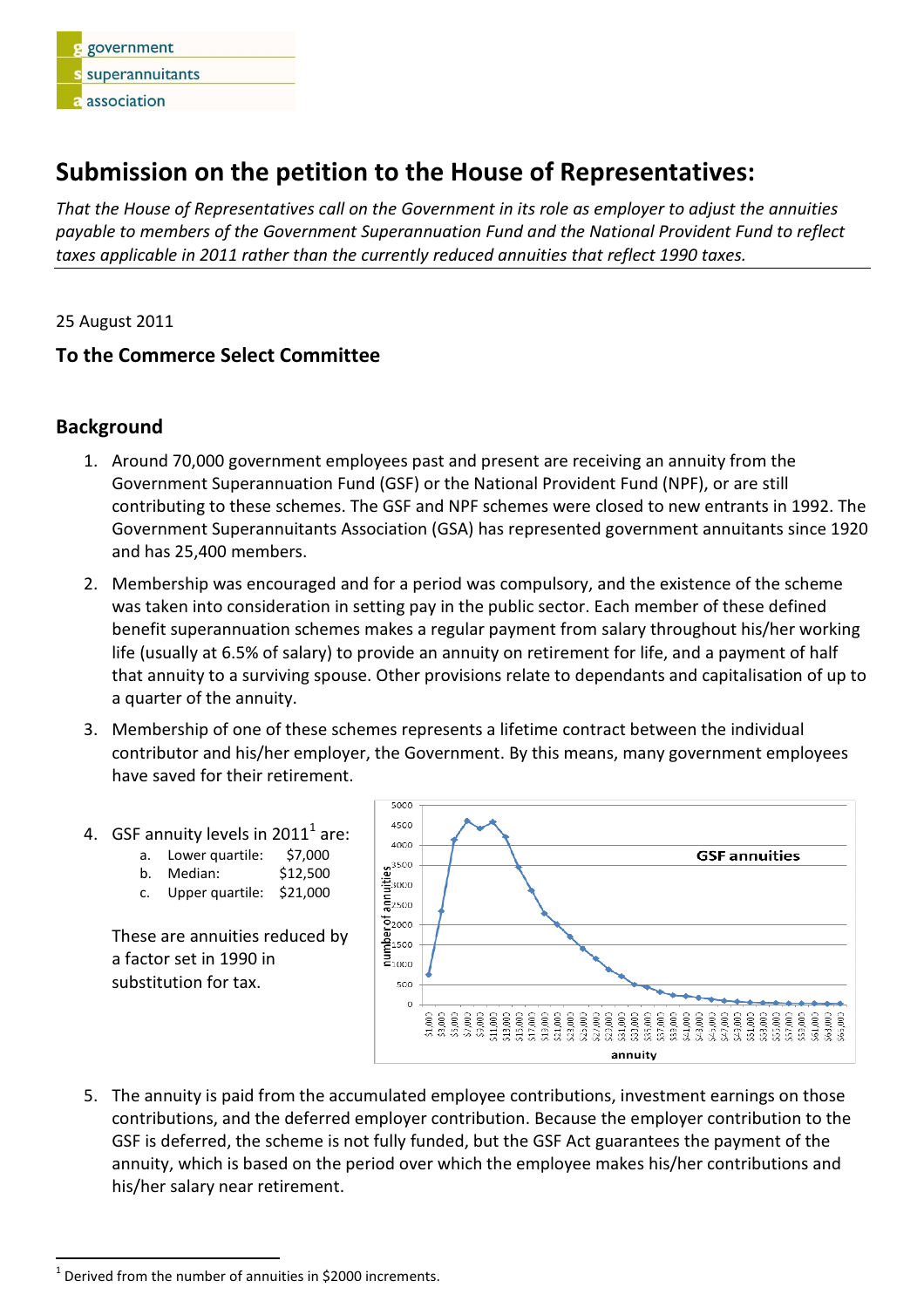government
superannuitants
association

# Submission on the petition to the House of Representatives:

*That the House of Representatives call on the Government in its role as employer to adjust the annuities payable to members of the Government Superannuation Fund and the National Provident Fund to reflect taxes applicable in 2011 rather than the currently reduced annuities that reflect 1990 taxes.*

25 August 2011

### To the Commerce Select Committee

## Background

1. Around 70,000 government employees past and present are receiving an annuity from the Government Superannuation Fund (GSF) or the National Provident Fund (NPF), or are still contributing to these schemes. The GSF and NPF schemes were closed to new entrants in 1992. The Government Superannuitants Association (GSA) has represented government annuitants since 1920 and has 25,400 members.
2. Membership was encouraged and for a period was compulsory, and the existence of the scheme was taken into consideration in setting pay in the public sector. Each member of these defined benefit superannuation schemes makes a regular payment from salary throughout his/her working life (usually at 6.5% of salary) to provide an annuity on retirement for life, and a payment of half that annuity to a surviving spouse. Other provisions relate to dependants and capitalisation of up to a quarter of the annuity.
3. Membership of one of these schemes represents a lifetime contract between the individual contributor and his/her employer, the Government. By this means, many government employees have saved for their retirement.
4. GSF annuity levels in 2011[1] are:
   a. Lower quartile: $7,000
   b. Median: $12,500
   c. Upper quartile: $21,000

   These are annuities reduced by a factor set in 1990 in substitution for tax.

GSF annuities

number of annuities

5000
4500
4000
3500
3000
2500
2000
1500
1000
500
0

$1,000 $3,000 $5,000 $7,000 $9,000 $11,000 $13,000 $15,000 $17,000 $19,000 $21,000 $23,000 $25,000 $27,000 $29,000 $31,000 $33,000 $35,000 $37,000 $39,000 $41,000 $43,000 $45,000 $47,000 $49,000 $51,000 $53,000 $55,000 $57,000 $59,000 $61,000 $63,000 $65,000

annuity

5. The annuity is paid from the accumulated employee contributions, investment earnings on those contributions, and the deferred employer contribution. Because the employer contribution to the GSF is deferred, the scheme is not fully funded, but the GSF Act guarantees the payment of the annuity, which is based on the period over which the employee makes his/her contributions and his/her salary near retirement.

[1] Derived from the number of annuities in $2000 increments.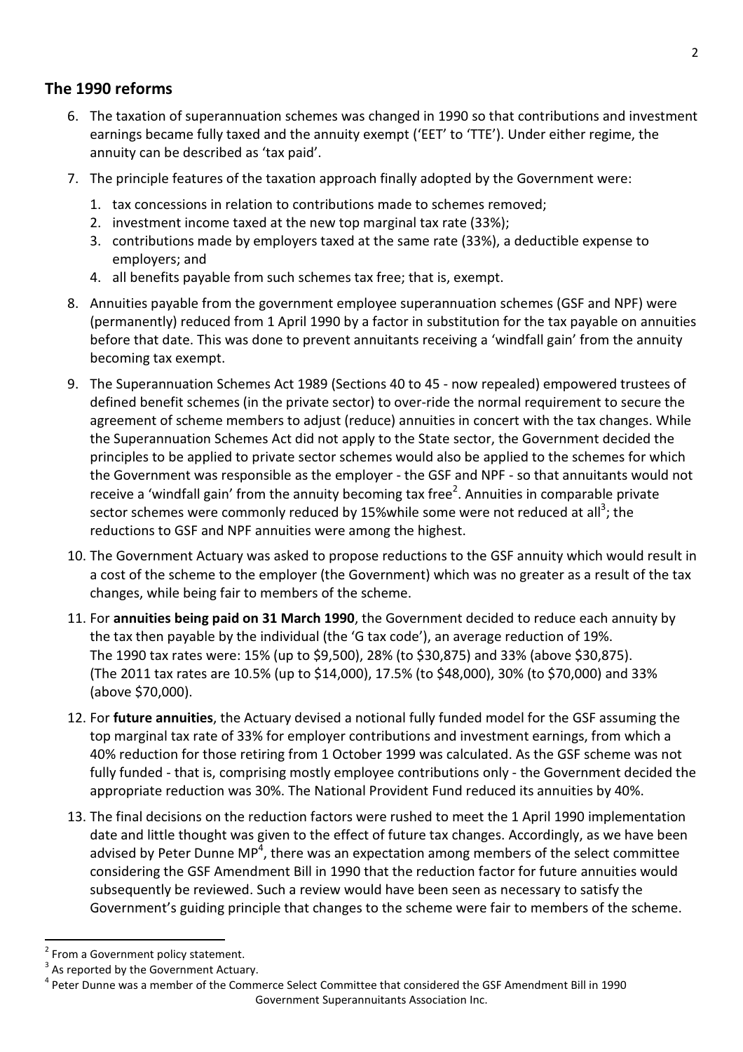## The 1990 reforms

6. The taxation of superannuation schemes was changed in 1990 so that contributions and investment earnings became fully taxed and the annuity exempt ('EET' to 'TTE'). Under either regime, the annuity can be described as 'tax paid'.
7. The principle features of the taxation approach finally adopted by the Government were:
   1. tax concessions in relation to contributions made to schemes removed;
   2. investment income taxed at the new top marginal tax rate (33%);
   3. contributions made by employers taxed at the same rate (33%), a deductible expense to employers; and
   4. all benefits payable from such schemes tax free; that is, exempt.
8. Annuities payable from the government employee superannuation schemes (GSF and NPF) were (permanently) reduced from 1 April 1990 by a factor in substitution for the tax payable on annuities before that date. This was done to prevent annuitants receiving a 'windfall gain' from the annuity becoming tax exempt.
9. The Superannuation Schemes Act 1989 (Sections 40 to 45 - now repealed) empowered trustees of defined benefit schemes (in the private sector) to over-ride the normal requirement to secure the agreement of scheme members to adjust (reduce) annuities in concert with the tax changes. While the Superannuation Schemes Act did not apply to the State sector, the Government decided the principles to be applied to private sector schemes would also be applied to the schemes for which the Government was responsible as the employer - the GSF and NPF - so that annuitants would not receive a 'windfall gain' from the annuity becoming tax free[2]. Annuities in comparable private sector schemes were commonly reduced by 15%while some were not reduced at all[3]; the reductions to GSF and NPF annuities were among the highest.
10. The Government Actuary was asked to propose reductions to the GSF annuity which would result in a cost of the scheme to the employer (the Government) which was no greater as a result of the tax changes, while being fair to members of the scheme.
11. For **annuities being paid on 31 March 1990**, the Government decided to reduce each annuity by the tax then payable by the individual (the 'G tax code'), an average reduction of 19%. The 1990 tax rates were: 15% (up to $9,500), 28% (to $30,875) and 33% (above $30,875). (The 2011 tax rates are 10.5% (up to $14,000), 17.5% (to $48,000), 30% (to $70,000) and 33% (above $70,000).
12. For **future annuities**, the Actuary devised a notional fully funded model for the GSF assuming the top marginal tax rate of 33% for employer contributions and investment earnings, from which a 40% reduction for those retiring from 1 October 1999 was calculated. As the GSF scheme was not fully funded - that is, comprising mostly employee contributions only - the Government decided the appropriate reduction was 30%. The National Provident Fund reduced its annuities by 40%.
13. The final decisions on the reduction factors were rushed to meet the 1 April 1990 implementation date and little thought was given to the effect of future tax changes. Accordingly, as we have been advised by Peter Dunne MP[4], there was an expectation among members of the select committee considering the GSF Amendment Bill in 1990 that the reduction factor for future annuities would subsequently be reviewed. Such a review would have been seen as necessary to satisfy the Government's guiding principle that changes to the scheme were fair to members of the scheme.

---

[2] From a Government policy statement.
[3] As reported by the Government Actuary.
[4] Peter Dunne was a member of the Commerce Select Committee that considered the GSF Amendment Bill in 1990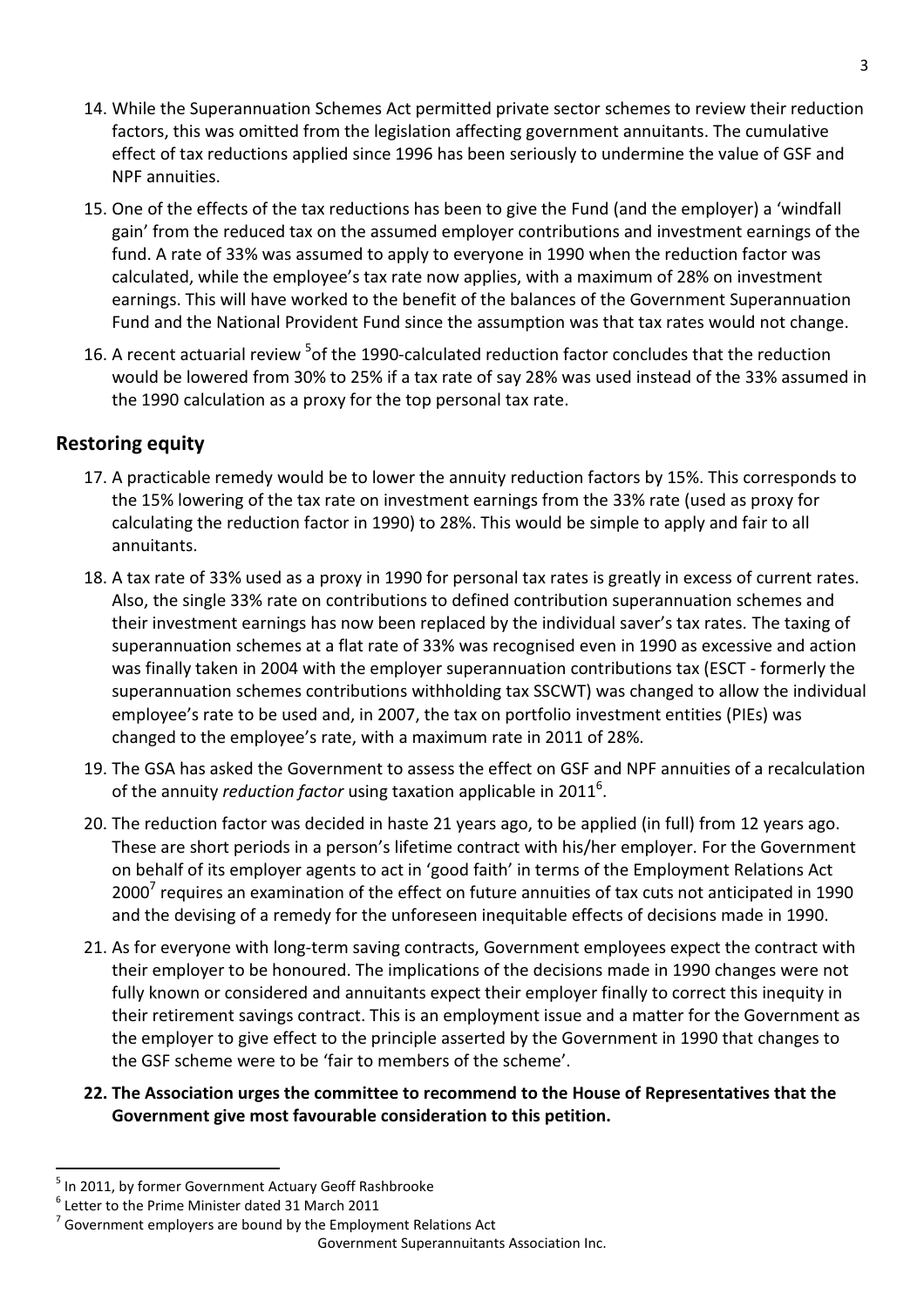14. While the Superannuation Schemes Act permitted private sector schemes to review their reduction factors, this was omitted from the legislation affecting government annuitants. The cumulative effect of tax reductions applied since 1996 has been seriously to undermine the value of GSF and NPF annuities.

15. One of the effects of the tax reductions has been to give the Fund (and the employer) a 'windfall gain' from the reduced tax on the assumed employer contributions and investment earnings of the fund. A rate of 33% was assumed to apply to everyone in 1990 when the reduction factor was calculated, while the employee's tax rate now applies, with a maximum of 28% on investment earnings. This will have worked to the benefit of the balances of the Government Superannuation Fund and the National Provident Fund since the assumption was that tax rates would not change.

16. A recent actuarial review [5] of the 1990-calculated reduction factor concludes that the reduction would be lowered from 30% to 25% if a tax rate of say 28% was used instead of the 33% assumed in the 1990 calculation as a proxy for the top personal tax rate.

## Restoring equity

17. A practicable remedy would be to lower the annuity reduction factors by 15%. This corresponds to the 15% lowering of the tax rate on investment earnings from the 33% rate (used as proxy for calculating the reduction factor in 1990) to 28%. This would be simple to apply and fair to all annuitants.

18. A tax rate of 33% used as a proxy in 1990 for personal tax rates is greatly in excess of current rates. Also, the single 33% rate on contributions to defined contribution superannuation schemes and their investment earnings has now been replaced by the individual saver's tax rates. The taxing of superannuation schemes at a flat rate of 33% was recognised even in 1990 as excessive and action was finally taken in 2004 with the employer superannuation contributions tax (ESCT - formerly the superannuation schemes contributions withholding tax SSCWT) was changed to allow the individual employee's rate to be used and, in 2007, the tax on portfolio investment entities (PIEs) was changed to the employee's rate, with a maximum rate in 2011 of 28%.

19. The GSA has asked the Government to assess the effect on GSF and NPF annuities of a recalculation of the annuity *reduction factor* using taxation applicable in 2011[6].

20. The reduction factor was decided in haste 21 years ago, to be applied (in full) from 12 years ago. These are short periods in a person's lifetime contract with his/her employer. For the Government on behalf of its employer agents to act in 'good faith' in terms of the Employment Relations Act 2000[7] requires an examination of the effect on future annuities of tax cuts not anticipated in 1990 and the devising of a remedy for the unforeseen inequitable effects of decisions made in 1990.

21. As for everyone with long-term saving contracts, Government employees expect the contract with their employer to be honoured. The implications of the decisions made in 1990 changes were not fully known or considered and annuitants expect their employer finally to correct this inequity in their retirement savings contract. This is an employment issue and a matter for the Government as the employer to give effect to the principle asserted by the Government in 1990 that changes to the GSF scheme were to be 'fair to members of the scheme'.

**22. The Association urges the committee to recommend to the House of Representatives that the Government give most favourable consideration to this petition.**

---

[5] In 2011, by former Government Actuary Geoff Rashbrooke

[6] Letter to the Prime Minister dated 31 March 2011

[7] Government employers are bound by the Employment Relations Act